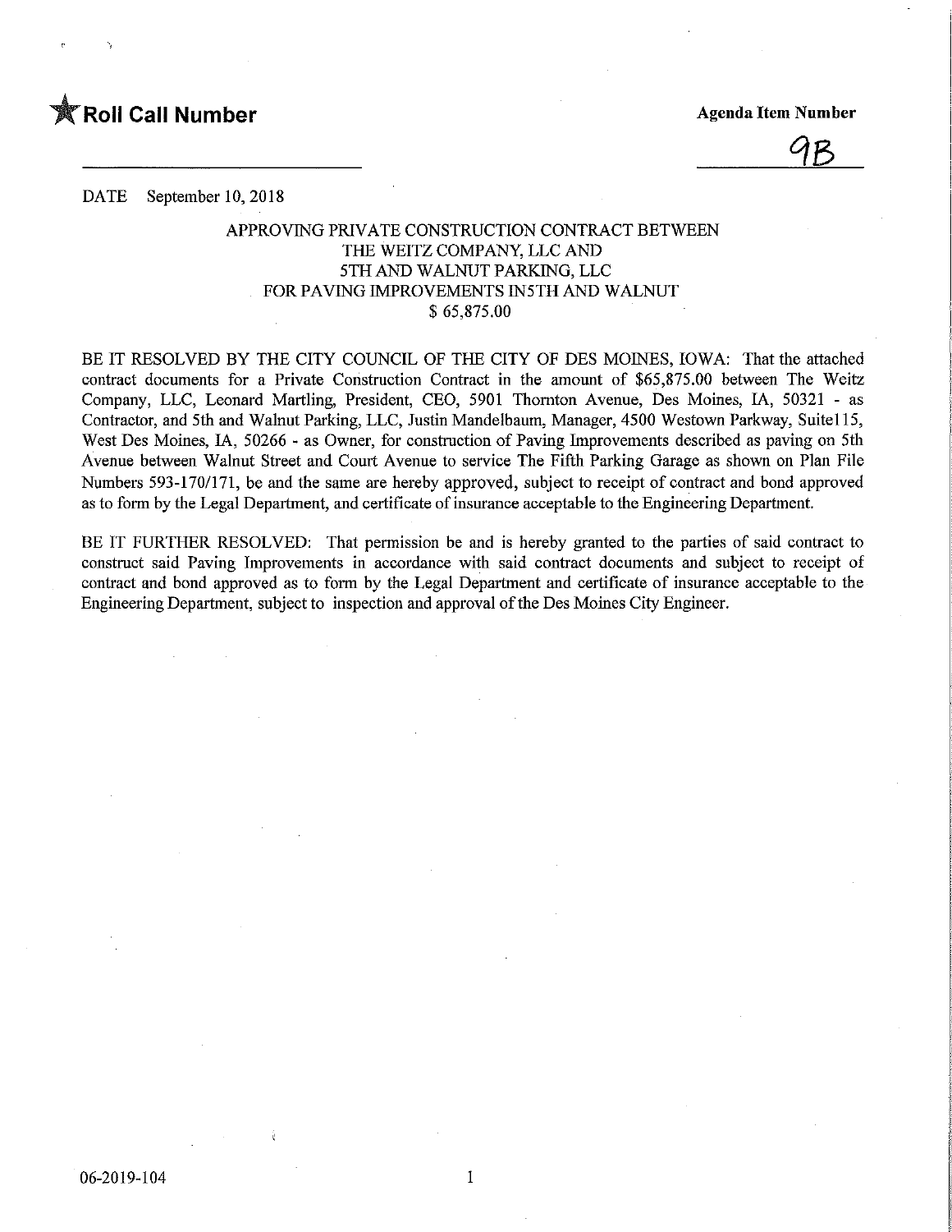**Roll Call Number**

**Agenda Item Number**

9B

DATE September 10, 2018

APPROVING PRIVATE CONSTRUCTION CONTRACT BETWEEN
THE WEITZ COMPANY, LLC AND
5TH AND WALNUT PARKING, LLC
FOR PAVING IMPROVEMENTS IN5TH AND WALNUT
$ 65,875.00

BE IT RESOLVED BY THE CITY COUNCIL OF THE CITY OF DES MOINES, IOWA: That the attached contract documents for a Private Construction Contract in the amount of $65,875.00 between The Weitz Company, LLC, Leonard Martling, President, CEO, 5901 Thornton Avenue, Des Moines, IA, 50321 - as Contractor, and 5th and Walnut Parking, LLC, Justin Mandelbaum, Manager, 4500 Westown Parkway, Suite115, West Des Moines, IA, 50266 - as Owner, for construction of Paving Improvements described as paving on 5th Avenue between Walnut Street and Court Avenue to service The Fifth Parking Garage as shown on Plan File Numbers 593-170/171, be and the same are hereby approved, subject to receipt of contract and bond approved as to form by the Legal Department, and certificate of insurance acceptable to the Engineering Department.

BE IT FURTHER RESOLVED: That permission be and is hereby granted to the parties of said contract to construct said Paving Improvements in accordance with said contract documents and subject to receipt of contract and bond approved as to form by the Legal Department and certificate of insurance acceptable to the Engineering Department, subject to inspection and approval of the Des Moines City Engineer.

06-2019-104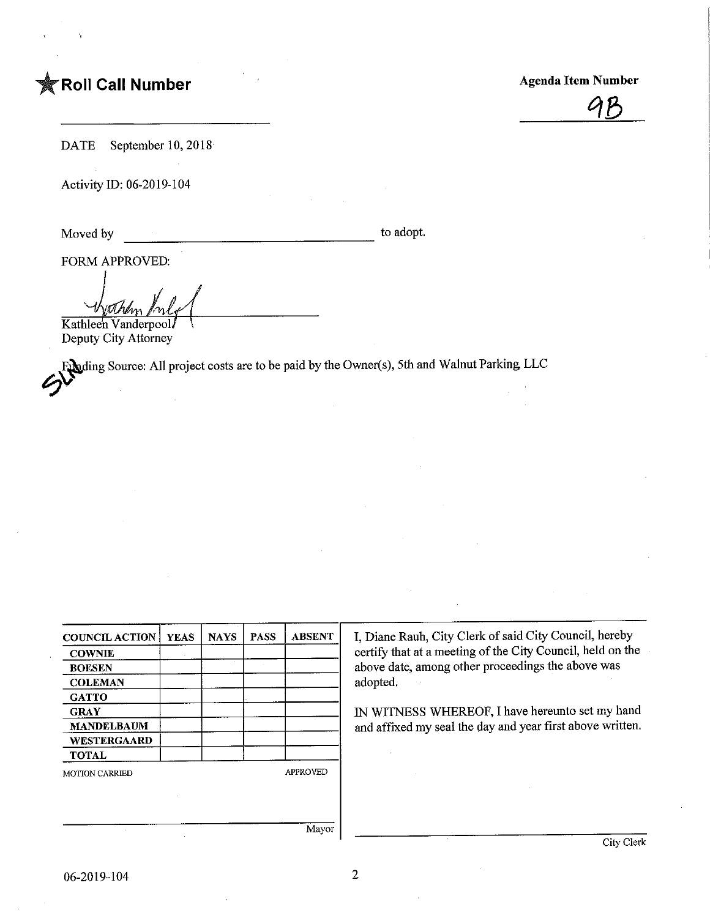★ **Roll Call Number**

**Agenda Item Number**

9B

DATE September 10, 2018

Activity ID: 06-2019-104

Moved by ______________________________ to adopt.

FORM APPROVED:

Kathleen Vanderpool
Deputy City Attorney

Funding Source: All project costs are to be paid by the Owner(s), 5th and Walnut Parking, LLC

SLK

| COUNCIL ACTION | YEAS | NAYS | PASS | ABSENT |
|---|---|---|---|---|
| COWNIE | | | | |
| BOESEN | | | | |
| COLEMAN | | | | |
| GATTO | | | | |
| GRAY | | | | |
| MANDELBAUM | | | | |
| WESTERGAARD | | | | |
| TOTAL | | | | |

MOTION CARRIED APPROVED

______________________________ Mayor

I, Diane Rauh, City Clerk of said City Council, hereby certify that at a meeting of the City Council, held on the above date, among other proceedings the above was adopted.

IN WITNESS WHEREOF, I have hereunto set my hand and affixed my seal the day and year first above written.

______________________________ City Clerk

06-2019-104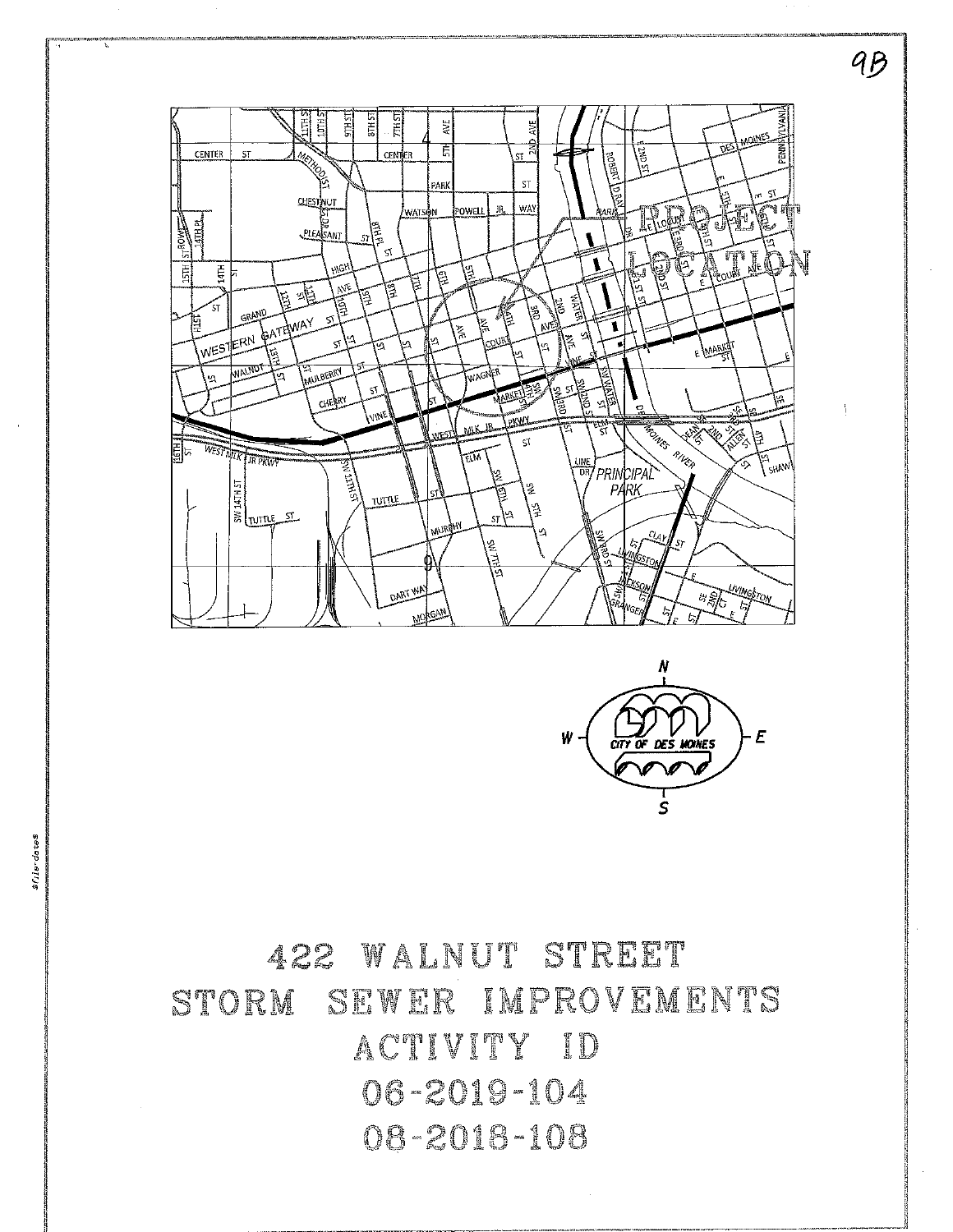9B

# 422 WALNUT STREET STORM SEWER IMPROVEMENTS

## ACTIVITY ID

## 06-2019-104

## 08-2018-108